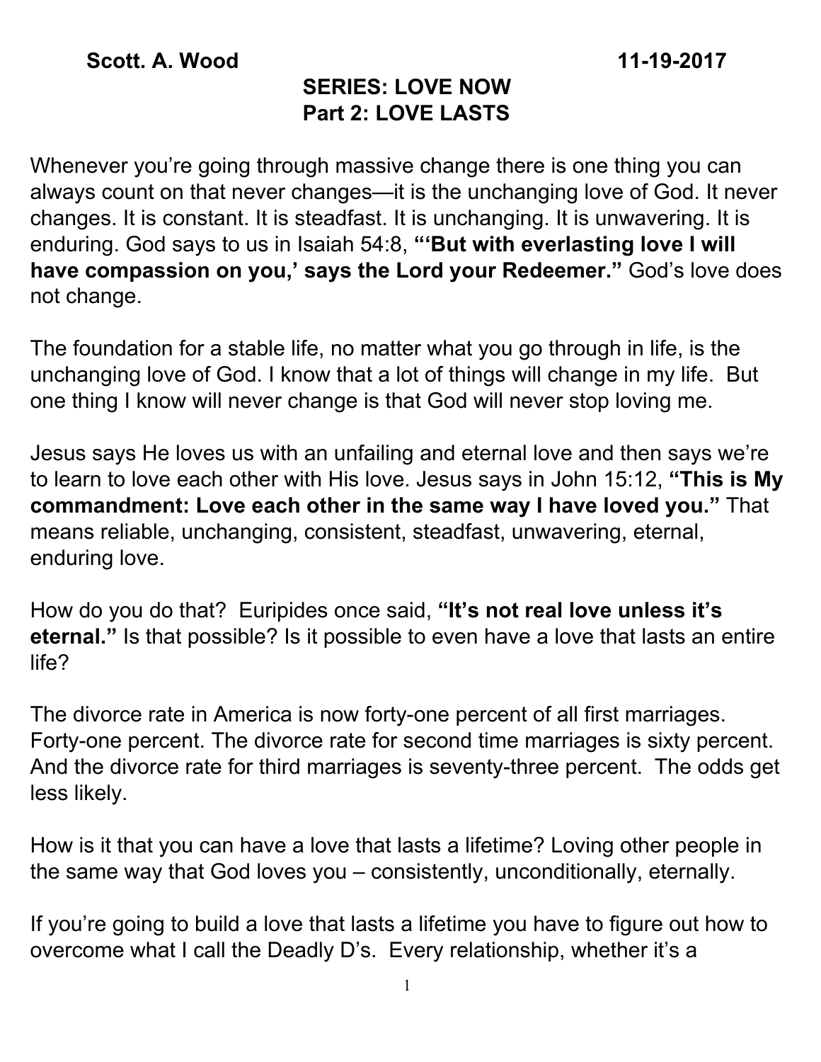**Scott. A. Wood** **11-19-2017**

## SERIES: LOVE NOW
## Part 2: LOVE LASTS

Whenever you're going through massive change there is one thing you can always count on that never changes—it is the unchanging love of God. It never changes. It is constant. It is steadfast. It is unchanging. It is unwavering. It is enduring. God says to us in Isaiah 54:8, **"'But with everlasting love I will have compassion on you,' says the Lord your Redeemer."** God's love does not change.

The foundation for a stable life, no matter what you go through in life, is the unchanging love of God. I know that a lot of things will change in my life. But one thing I know will never change is that God will never stop loving me.

Jesus says He loves us with an unfailing and eternal love and then says we're to learn to love each other with His love. Jesus says in John 15:12, **"This is My commandment: Love each other in the same way I have loved you."** That means reliable, unchanging, consistent, steadfast, unwavering, eternal, enduring love.

How do you do that? Euripides once said, **"It's not real love unless it's eternal."** Is that possible? Is it possible to even have a love that lasts an entire life?

The divorce rate in America is now forty-one percent of all first marriages. Forty-one percent. The divorce rate for second time marriages is sixty percent. And the divorce rate for third marriages is seventy-three percent. The odds get less likely.

How is it that you can have a love that lasts a lifetime? Loving other people in the same way that God loves you – consistently, unconditionally, eternally.

If you're going to build a love that lasts a lifetime you have to figure out how to overcome what I call the Deadly D's. Every relationship, whether it's a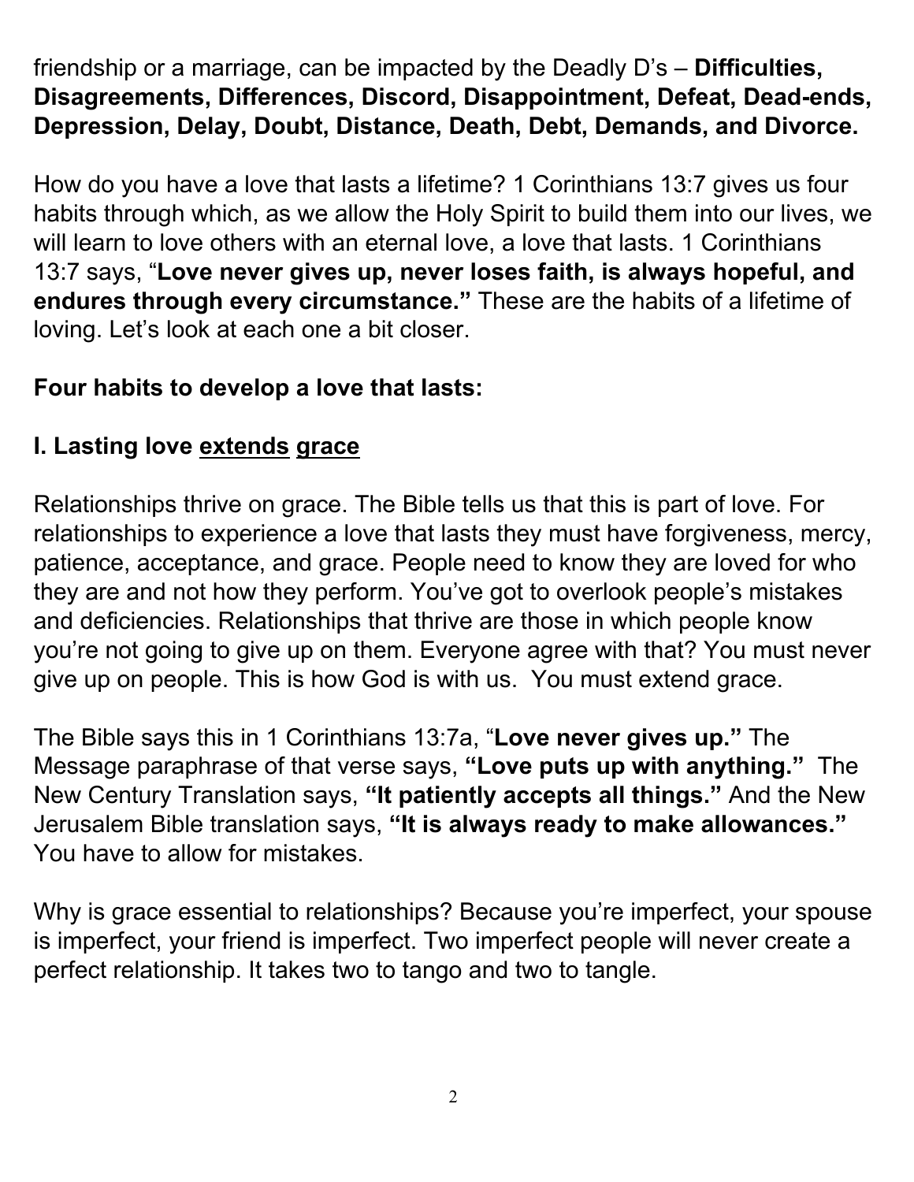friendship or a marriage, can be impacted by the Deadly D's – **Difficulties, Disagreements, Differences, Discord, Disappointment, Defeat, Dead-ends, Depression, Delay, Doubt, Distance, Death, Debt, Demands, and Divorce.**

How do you have a love that lasts a lifetime? 1 Corinthians 13:7 gives us four habits through which, as we allow the Holy Spirit to build them into our lives, we will learn to love others with an eternal love, a love that lasts. 1 Corinthians 13:7 says, "**Love never gives up, never loses faith, is always hopeful, and endures through every circumstance."** These are the habits of a lifetime of loving. Let's look at each one a bit closer.

**Four habits to develop a love that lasts:**

## I. Lasting love <u>extends</u> <u>grace</u>

Relationships thrive on grace. The Bible tells us that this is part of love. For relationships to experience a love that lasts they must have forgiveness, mercy, patience, acceptance, and grace. People need to know they are loved for who they are and not how they perform. You've got to overlook people's mistakes and deficiencies. Relationships that thrive are those in which people know you're not going to give up on them. Everyone agree with that? You must never give up on people. This is how God is with us. You must extend grace.

The Bible says this in 1 Corinthians 13:7a, "**Love never gives up."** The Message paraphrase of that verse says, **"Love puts up with anything."** The New Century Translation says, **"It patiently accepts all things."** And the New Jerusalem Bible translation says, **"It is always ready to make allowances."** You have to allow for mistakes.

Why is grace essential to relationships? Because you're imperfect, your spouse is imperfect, your friend is imperfect. Two imperfect people will never create a perfect relationship. It takes two to tango and two to tangle.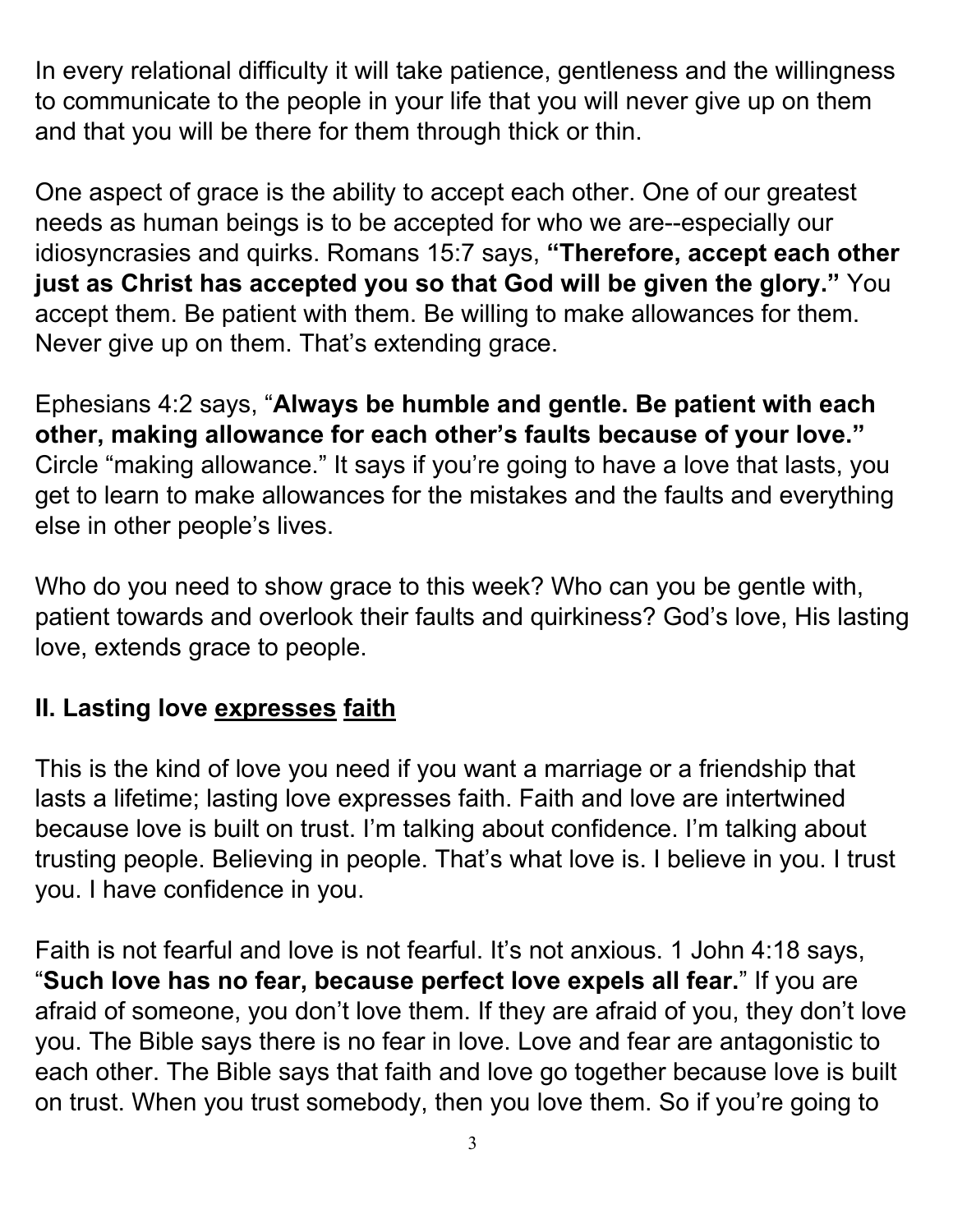In every relational difficulty it will take patience, gentleness and the willingness to communicate to the people in your life that you will never give up on them and that you will be there for them through thick or thin.

One aspect of grace is the ability to accept each other. One of our greatest needs as human beings is to be accepted for who we are--especially our idiosyncrasies and quirks. Romans 15:7 says, **"Therefore, accept each other just as Christ has accepted you so that God will be given the glory."** You accept them. Be patient with them. Be willing to make allowances for them. Never give up on them. That's extending grace.

Ephesians 4:2 says, "**Always be humble and gentle. Be patient with each other, making allowance for each other's faults because of your love."** Circle "making allowance." It says if you're going to have a love that lasts, you get to learn to make allowances for the mistakes and the faults and everything else in other people's lives.

Who do you need to show grace to this week? Who can you be gentle with, patient towards and overlook their faults and quirkiness? God's love, His lasting love, extends grace to people.

## II. Lasting love <u>expresses</u> <u>faith</u>

This is the kind of love you need if you want a marriage or a friendship that lasts a lifetime; lasting love expresses faith. Faith and love are intertwined because love is built on trust. I'm talking about confidence. I'm talking about trusting people. Believing in people. That's what love is. I believe in you. I trust you. I have confidence in you.

Faith is not fearful and love is not fearful. It's not anxious. 1 John 4:18 says, "**Such love has no fear, because perfect love expels all fear.**" If you are afraid of someone, you don't love them. If they are afraid of you, they don't love you. The Bible says there is no fear in love. Love and fear are antagonistic to each other. The Bible says that faith and love go together because love is built on trust. When you trust somebody, then you love them. So if you're going to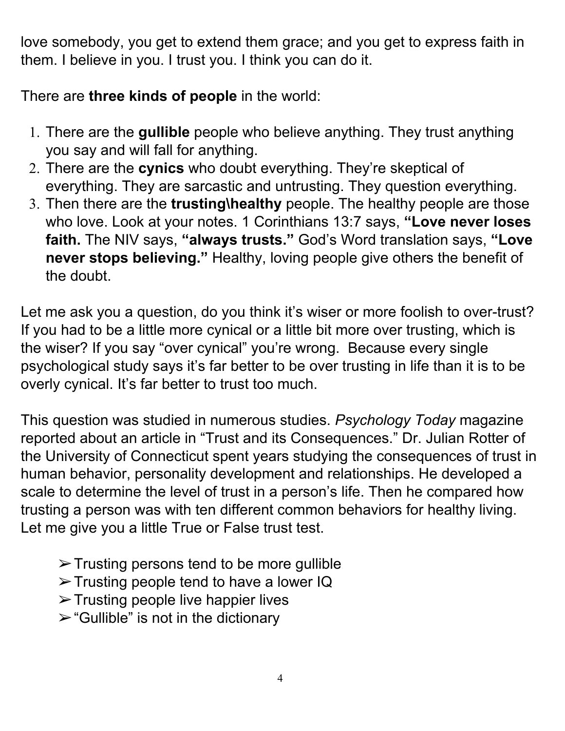love somebody, you get to extend them grace; and you get to express faith in them. I believe in you. I trust you. I think you can do it.

There are **three kinds of people** in the world:

1. There are the **gullible** people who believe anything. They trust anything you say and will fall for anything.
2. There are the **cynics** who doubt everything. They're skeptical of everything. They are sarcastic and untrusting. They question everything.
3. Then there are the **trusting\healthy** people. The healthy people are those who love. Look at your notes. 1 Corinthians 13:7 says, **"Love never loses faith.** The NIV says, **"always trusts."** God's Word translation says, **"Love never stops believing."** Healthy, loving people give others the benefit of the doubt.

Let me ask you a question, do you think it's wiser or more foolish to over-trust? If you had to be a little more cynical or a little bit more over trusting, which is the wiser? If you say "over cynical" you're wrong. Because every single psychological study says it's far better to be over trusting in life than it is to be overly cynical. It's far better to trust too much.

This question was studied in numerous studies. *Psychology Today* magazine reported about an article in "Trust and its Consequences." Dr. Julian Rotter of the University of Connecticut spent years studying the consequences of trust in human behavior, personality development and relationships. He developed a scale to determine the level of trust in a person's life. Then he compared how trusting a person was with ten different common behaviors for healthy living. Let me give you a little True or False trust test.

- Trusting persons tend to be more gullible
- Trusting people tend to have a lower IQ
- Trusting people live happier lives
- "Gullible" is not in the dictionary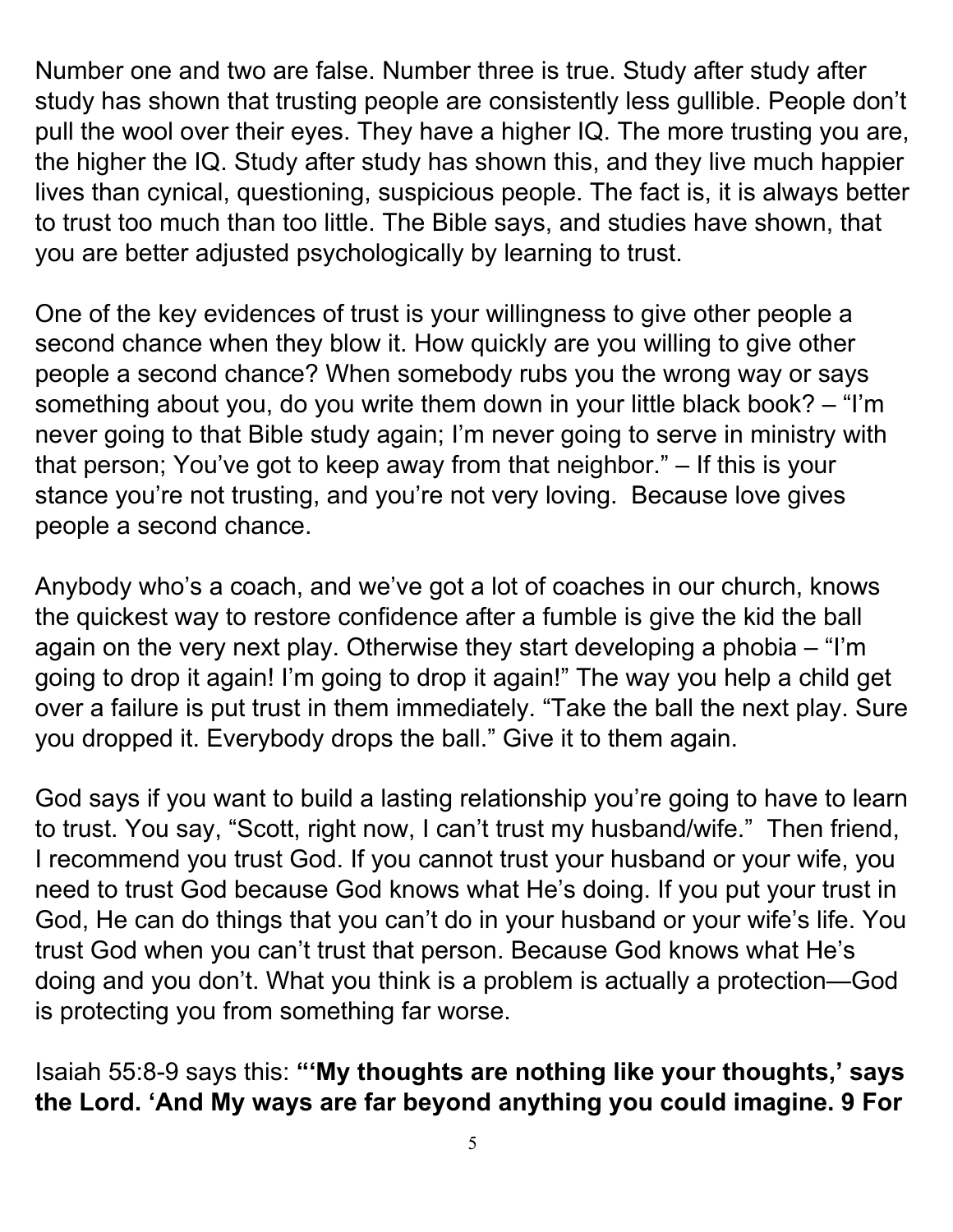Number one and two are false. Number three is true. Study after study after study has shown that trusting people are consistently less gullible. People don't pull the wool over their eyes. They have a higher IQ. The more trusting you are, the higher the IQ. Study after study has shown this, and they live much happier lives than cynical, questioning, suspicious people. The fact is, it is always better to trust too much than too little. The Bible says, and studies have shown, that you are better adjusted psychologically by learning to trust.

One of the key evidences of trust is your willingness to give other people a second chance when they blow it. How quickly are you willing to give other people a second chance? When somebody rubs you the wrong way or says something about you, do you write them down in your little black book? – "I'm never going to that Bible study again; I'm never going to serve in ministry with that person; You've got to keep away from that neighbor." – If this is your stance you're not trusting, and you're not very loving. Because love gives people a second chance.

Anybody who's a coach, and we've got a lot of coaches in our church, knows the quickest way to restore confidence after a fumble is give the kid the ball again on the very next play. Otherwise they start developing a phobia – "I'm going to drop it again! I'm going to drop it again!" The way you help a child get over a failure is put trust in them immediately. "Take the ball the next play. Sure you dropped it. Everybody drops the ball." Give it to them again.

God says if you want to build a lasting relationship you're going to have to learn to trust. You say, "Scott, right now, I can't trust my husband/wife." Then friend, I recommend you trust God. If you cannot trust your husband or your wife, you need to trust God because God knows what He's doing. If you put your trust in God, He can do things that you can't do in your husband or your wife's life. You trust God when you can't trust that person. Because God knows what He's doing and you don't. What you think is a problem is actually a protection—God is protecting you from something far worse.

Isaiah 55:8-9 says this: **"'My thoughts are nothing like your thoughts,' says the Lord. 'And My ways are far beyond anything you could imagine. 9 For**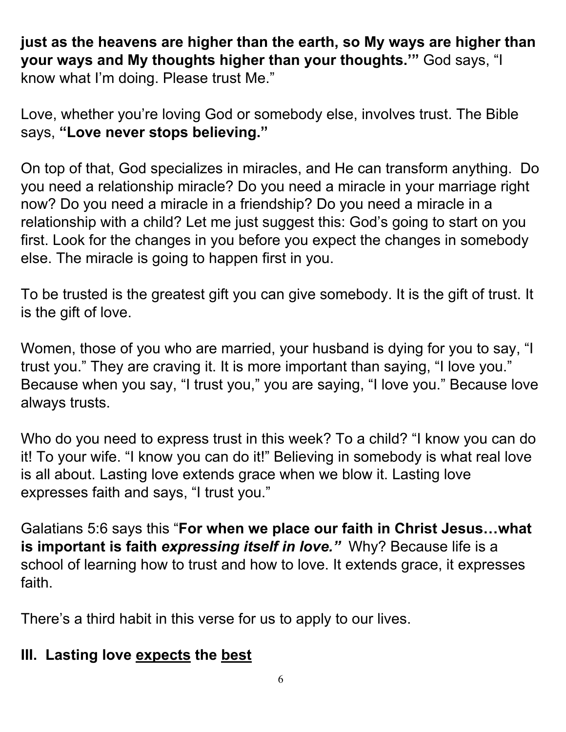**just as the heavens are higher than the earth, so My ways are higher than your ways and My thoughts higher than your thoughts.'"** God says, "I know what I'm doing. Please trust Me."

Love, whether you're loving God or somebody else, involves trust. The Bible says, **"Love never stops believing."**

On top of that, God specializes in miracles, and He can transform anything. Do you need a relationship miracle? Do you need a miracle in your marriage right now? Do you need a miracle in a friendship? Do you need a miracle in a relationship with a child? Let me just suggest this: God's going to start on you first. Look for the changes in you before you expect the changes in somebody else. The miracle is going to happen first in you.

To be trusted is the greatest gift you can give somebody. It is the gift of trust. It is the gift of love.

Women, those of you who are married, your husband is dying for you to say, "I trust you." They are craving it. It is more important than saying, "I love you." Because when you say, "I trust you," you are saying, "I love you." Because love always trusts.

Who do you need to express trust in this week? To a child? "I know you can do it! To your wife. "I know you can do it!" Believing in somebody is what real love is all about. Lasting love extends grace when we blow it. Lasting love expresses faith and says, "I trust you."

Galatians 5:6 says this "**For when we place our faith in Christ Jesus…what is important is faith *expressing itself in love."*** Why? Because life is a school of learning how to trust and how to love. It extends grace, it expresses faith.

There's a third habit in this verse for us to apply to our lives.

## III. Lasting love <u>expects</u> the <u>best</u>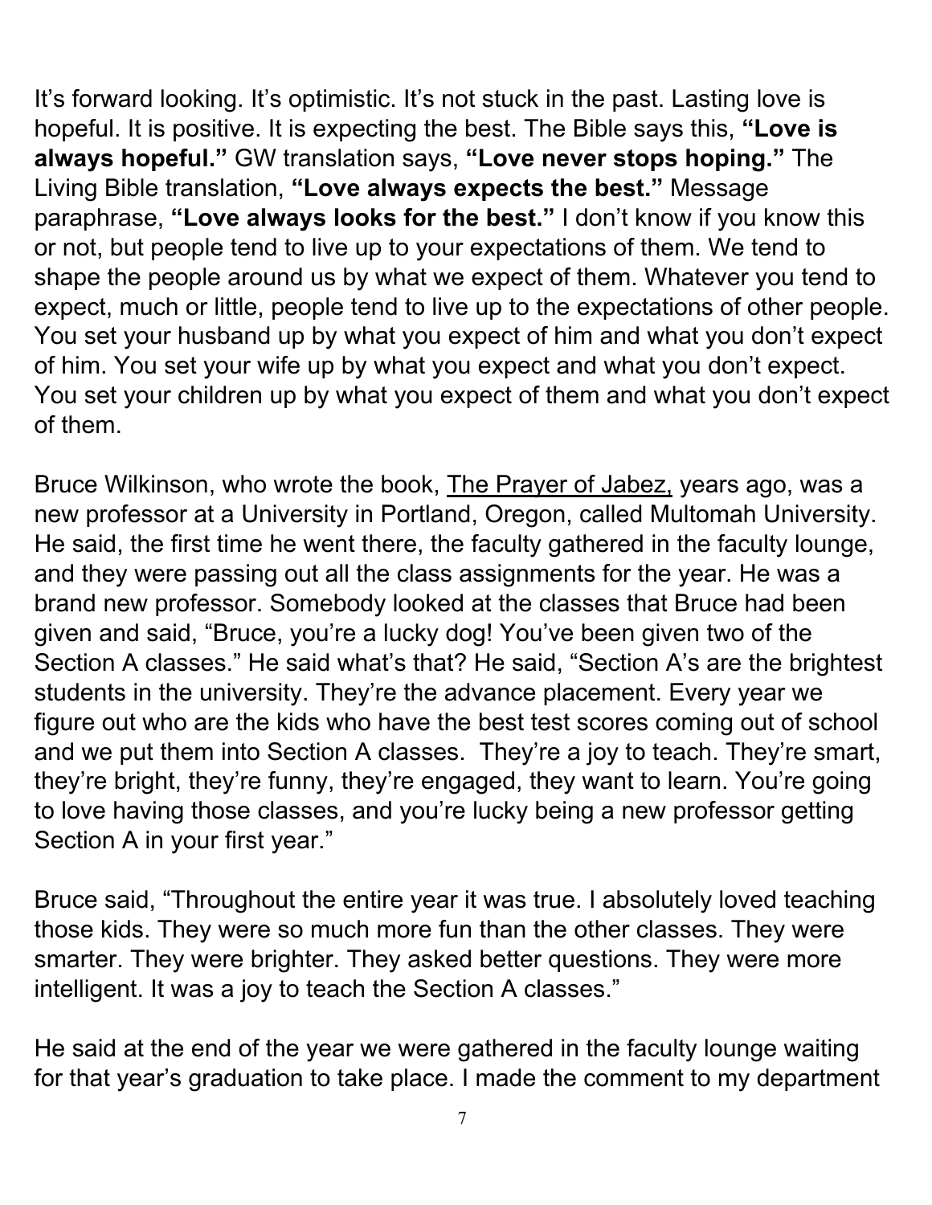It's forward looking. It's optimistic. It's not stuck in the past. Lasting love is hopeful. It is positive. It is expecting the best. The Bible says this, **"Love is always hopeful."** GW translation says, **"Love never stops hoping."** The Living Bible translation, **"Love always expects the best."** Message paraphrase, **"Love always looks for the best."** I don't know if you know this or not, but people tend to live up to your expectations of them. We tend to shape the people around us by what we expect of them. Whatever you tend to expect, much or little, people tend to live up to the expectations of other people. You set your husband up by what you expect of him and what you don't expect of him. You set your wife up by what you expect and what you don't expect. You set your children up by what you expect of them and what you don't expect of them.

Bruce Wilkinson, who wrote the book, <u>The Prayer of Jabez,</u> years ago, was a new professor at a University in Portland, Oregon, called Multomah University. He said, the first time he went there, the faculty gathered in the faculty lounge, and they were passing out all the class assignments for the year. He was a brand new professor. Somebody looked at the classes that Bruce had been given and said, "Bruce, you're a lucky dog! You've been given two of the Section A classes." He said what's that? He said, "Section A's are the brightest students in the university. They're the advance placement. Every year we figure out who are the kids who have the best test scores coming out of school and we put them into Section A classes. They're a joy to teach. They're smart, they're bright, they're funny, they're engaged, they want to learn. You're going to love having those classes, and you're lucky being a new professor getting Section A in your first year."

Bruce said, "Throughout the entire year it was true. I absolutely loved teaching those kids. They were so much more fun than the other classes. They were smarter. They were brighter. They asked better questions. They were more intelligent. It was a joy to teach the Section A classes."

He said at the end of the year we were gathered in the faculty lounge waiting for that year's graduation to take place. I made the comment to my department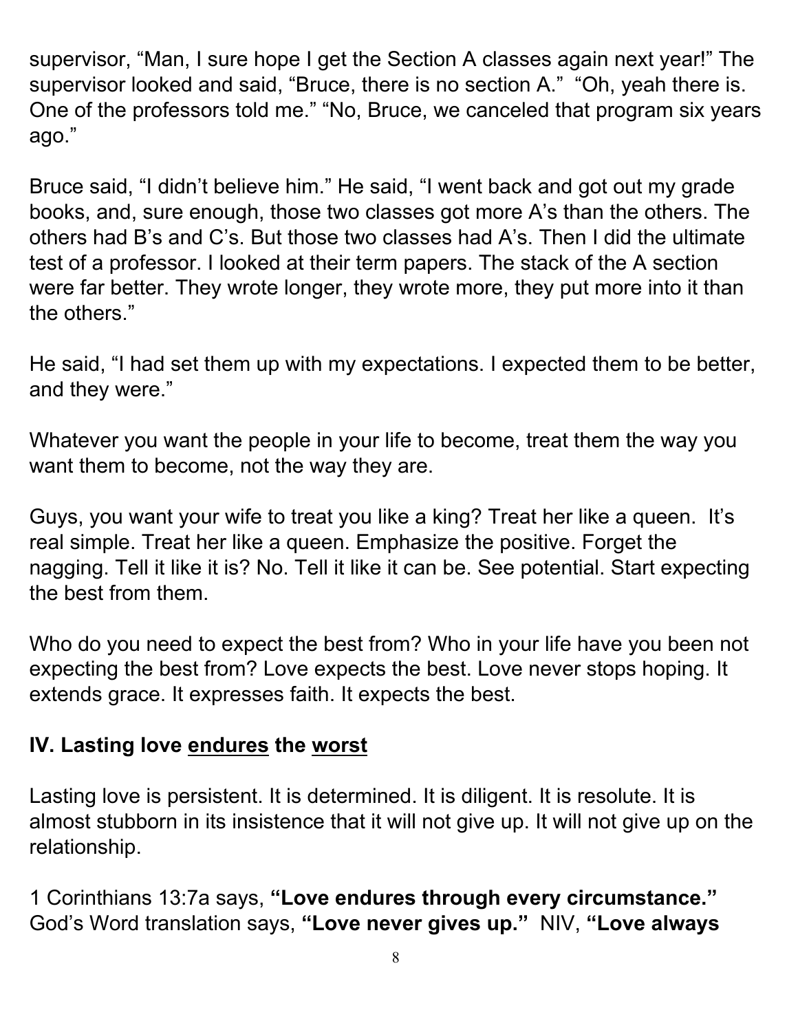supervisor, “Man, I sure hope I get the Section A classes again next year!” The supervisor looked and said, “Bruce, there is no section A.” “Oh, yeah there is. One of the professors told me.” “No, Bruce, we canceled that program six years ago.”

Bruce said, “I didn’t believe him.” He said, “I went back and got out my grade books, and, sure enough, those two classes got more A’s than the others. The others had B’s and C’s. But those two classes had A’s. Then I did the ultimate test of a professor. I looked at their term papers. The stack of the A section were far better. They wrote longer, they wrote more, they put more into it than the others.”

He said, “I had set them up with my expectations. I expected them to be better, and they were.”

Whatever you want the people in your life to become, treat them the way you want them to become, not the way they are.

Guys, you want your wife to treat you like a king? Treat her like a queen. It’s real simple. Treat her like a queen. Emphasize the positive. Forget the nagging. Tell it like it is? No. Tell it like it can be. See potential. Start expecting the best from them.

Who do you need to expect the best from? Who in your life have you been not expecting the best from? Love expects the best. Love never stops hoping. It extends grace. It expresses faith. It expects the best.

## IV. Lasting love <u>endures</u> the <u>worst</u>

Lasting love is persistent. It is determined. It is diligent. It is resolute. It is almost stubborn in its insistence that it will not give up. It will not give up on the relationship.

1 Corinthians 13:7a says, **“Love endures through every circumstance.”** God’s Word translation says, **“Love never gives up.”** NIV, **“Love always**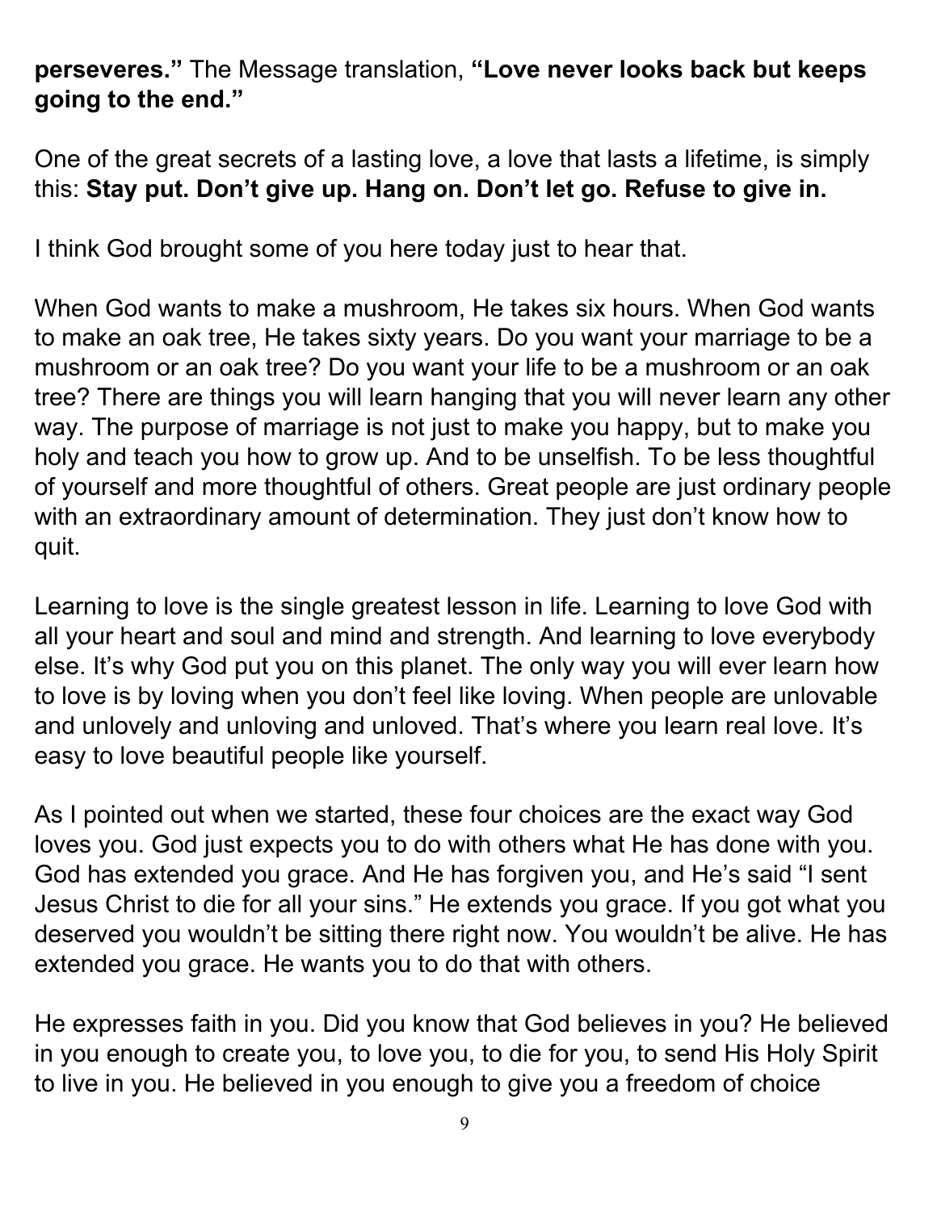**perseveres."** The Message translation, **"Love never looks back but keeps going to the end."**

One of the great secrets of a lasting love, a love that lasts a lifetime, is simply this: **Stay put. Don't give up. Hang on. Don't let go. Refuse to give in.**

I think God brought some of you here today just to hear that.

When God wants to make a mushroom, He takes six hours. When God wants to make an oak tree, He takes sixty years. Do you want your marriage to be a mushroom or an oak tree? Do you want your life to be a mushroom or an oak tree? There are things you will learn hanging that you will never learn any other way. The purpose of marriage is not just to make you happy, but to make you holy and teach you how to grow up. And to be unselfish. To be less thoughtful of yourself and more thoughtful of others. Great people are just ordinary people with an extraordinary amount of determination. They just don't know how to quit.

Learning to love is the single greatest lesson in life. Learning to love God with all your heart and soul and mind and strength. And learning to love everybody else. It's why God put you on this planet. The only way you will ever learn how to love is by loving when you don't feel like loving. When people are unlovable and unlovely and unloving and unloved. That's where you learn real love. It's easy to love beautiful people like yourself.

As I pointed out when we started, these four choices are the exact way God loves you. God just expects you to do with others what He has done with you. God has extended you grace. And He has forgiven you, and He's said "I sent Jesus Christ to die for all your sins." He extends you grace. If you got what you deserved you wouldn't be sitting there right now. You wouldn't be alive. He has extended you grace. He wants you to do that with others.

He expresses faith in you. Did you know that God believes in you? He believed in you enough to create you, to love you, to die for you, to send His Holy Spirit to live in you. He believed in you enough to give you a freedom of choice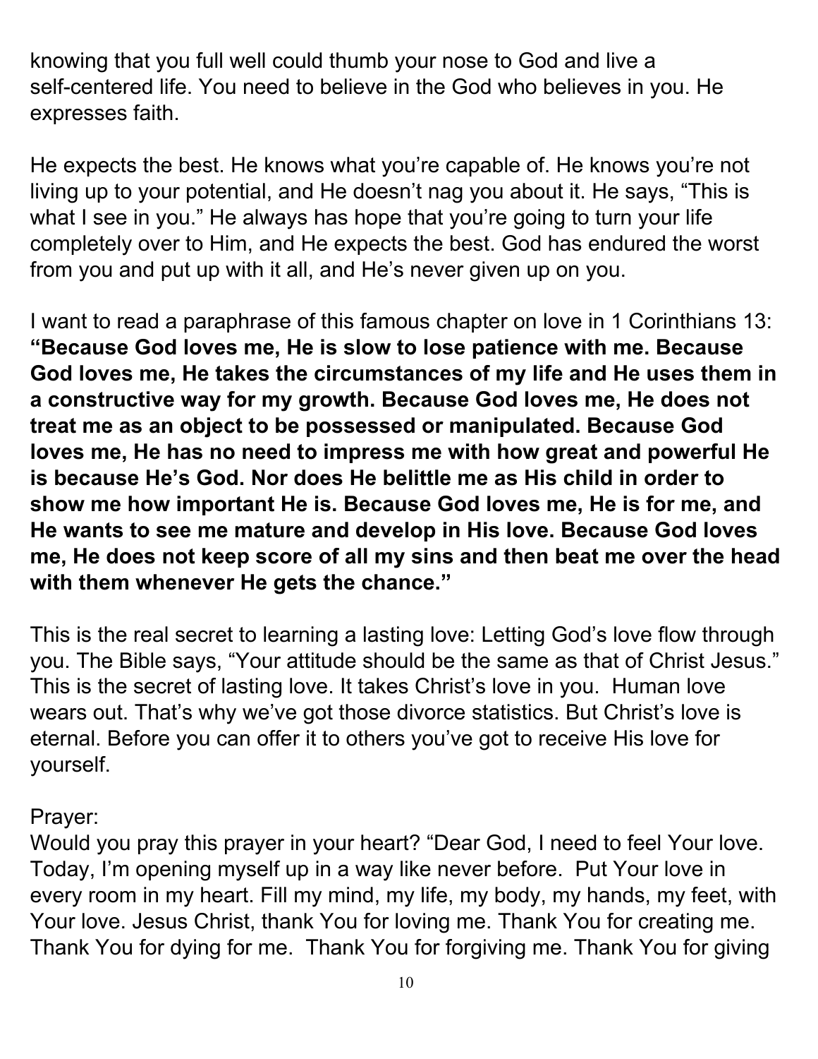knowing that you full well could thumb your nose to God and live a self-centered life. You need to believe in the God who believes in you. He expresses faith.

He expects the best. He knows what you're capable of. He knows you're not living up to your potential, and He doesn't nag you about it. He says, "This is what I see in you." He always has hope that you're going to turn your life completely over to Him, and He expects the best. God has endured the worst from you and put up with it all, and He's never given up on you.

I want to read a paraphrase of this famous chapter on love in 1 Corinthians 13: **"Because God loves me, He is slow to lose patience with me. Because God loves me, He takes the circumstances of my life and He uses them in a constructive way for my growth. Because God loves me, He does not treat me as an object to be possessed or manipulated. Because God loves me, He has no need to impress me with how great and powerful He is because He's God. Nor does He belittle me as His child in order to show me how important He is. Because God loves me, He is for me, and He wants to see me mature and develop in His love. Because God loves me, He does not keep score of all my sins and then beat me over the head with them whenever He gets the chance."**

This is the real secret to learning a lasting love: Letting God's love flow through you. The Bible says, "Your attitude should be the same as that of Christ Jesus." This is the secret of lasting love. It takes Christ's love in you. Human love wears out. That's why we've got those divorce statistics. But Christ's love is eternal. Before you can offer it to others you've got to receive His love for yourself.

Prayer:
Would you pray this prayer in your heart? "Dear God, I need to feel Your love. Today, I'm opening myself up in a way like never before. Put Your love in every room in my heart. Fill my mind, my life, my body, my hands, my feet, with Your love. Jesus Christ, thank You for loving me. Thank You for creating me. Thank You for dying for me. Thank You for forgiving me. Thank You for giving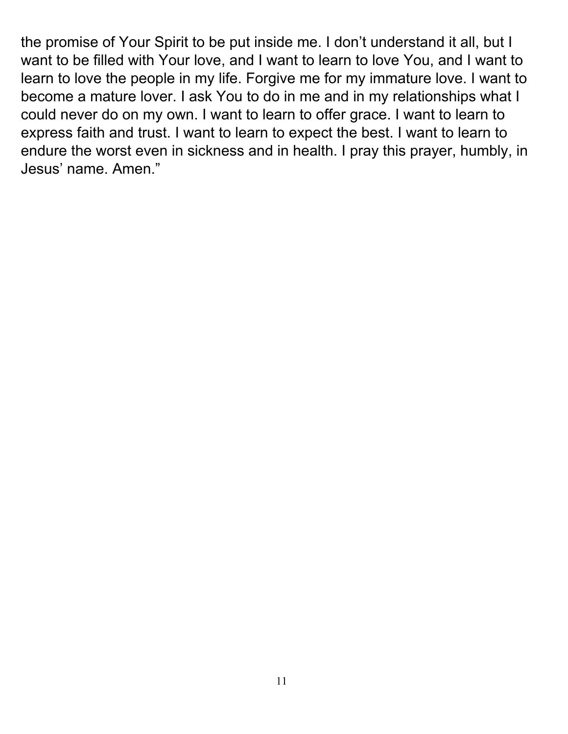the promise of Your Spirit to be put inside me. I don't understand it all, but I want to be filled with Your love, and I want to learn to love You, and I want to learn to love the people in my life. Forgive me for my immature love. I want to become a mature lover. I ask You to do in me and in my relationships what I could never do on my own. I want to learn to offer grace. I want to learn to express faith and trust. I want to learn to expect the best. I want to learn to endure the worst even in sickness and in health. I pray this prayer, humbly, in Jesus' name. Amen."